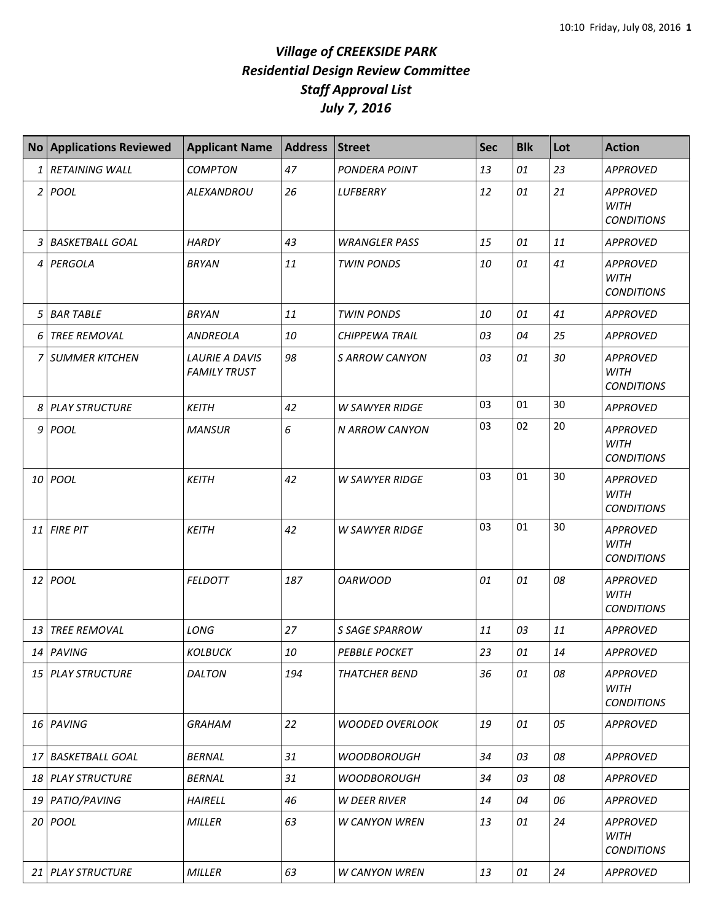# *Village of CREEKSIDE PARK*
## *Residential Design Review Committee*
## *Staff Approval List*
## *July 7, 2016*

| No | Applications Reviewed | Applicant Name | Address | Street | Sec | Blk | Lot | Action |
|---|---|---|---|---|---|---|---|---|
| 1 | RETAINING WALL | COMPTON | 47 | PONDERA POINT | 13 | 01 | 23 | APPROVED |
| 2 | POOL | ALEXANDROU | 26 | LUFBERRY | 12 | 01 | 21 | APPROVED WITH CONDITIONS |
| 3 | BASKETBALL GOAL | HARDY | 43 | WRANGLER PASS | 15 | 01 | 11 | APPROVED |
| 4 | PERGOLA | BRYAN | 11 | TWIN PONDS | 10 | 01 | 41 | APPROVED WITH CONDITIONS |
| 5 | BAR TABLE | BRYAN | 11 | TWIN PONDS | 10 | 01 | 41 | APPROVED |
| 6 | TREE REMOVAL | ANDREOLA | 10 | CHIPPEWA TRAIL | 03 | 04 | 25 | APPROVED |
| 7 | SUMMER KITCHEN | LAURIE A DAVIS FAMILY TRUST | 98 | S ARROW CANYON | 03 | 01 | 30 | APPROVED WITH CONDITIONS |
| 8 | PLAY STRUCTURE | KEITH | 42 | W SAWYER RIDGE | 03 | 01 | 30 | APPROVED |
| 9 | POOL | MANSUR | 6 | N ARROW CANYON | 03 | 02 | 20 | APPROVED WITH CONDITIONS |
| 10 | POOL | KEITH | 42 | W SAWYER RIDGE | 03 | 01 | 30 | APPROVED WITH CONDITIONS |
| 11 | FIRE PIT | KEITH | 42 | W SAWYER RIDGE | 03 | 01 | 30 | APPROVED WITH CONDITIONS |
| 12 | POOL | FELDOTT | 187 | OARWOOD | 01 | 01 | 08 | APPROVED WITH CONDITIONS |
| 13 | TREE REMOVAL | LONG | 27 | S SAGE SPARROW | 11 | 03 | 11 | APPROVED |
| 14 | PAVING | KOLBUCK | 10 | PEBBLE POCKET | 23 | 01 | 14 | APPROVED |
| 15 | PLAY STRUCTURE | DALTON | 194 | THATCHER BEND | 36 | 01 | 08 | APPROVED WITH CONDITIONS |
| 16 | PAVING | GRAHAM | 22 | WOODED OVERLOOK | 19 | 01 | 05 | APPROVED |
| 17 | BASKETBALL GOAL | BERNAL | 31 | WOODBOROUGH | 34 | 03 | 08 | APPROVED |
| 18 | PLAY STRUCTURE | BERNAL | 31 | WOODBOROUGH | 34 | 03 | 08 | APPROVED |
| 19 | PATIO/PAVING | HAIRELL | 46 | W DEER RIVER | 14 | 04 | 06 | APPROVED |
| 20 | POOL | MILLER | 63 | W CANYON WREN | 13 | 01 | 24 | APPROVED WITH CONDITIONS |
| 21 | PLAY STRUCTURE | MILLER | 63 | W CANYON WREN | 13 | 01 | 24 | APPROVED |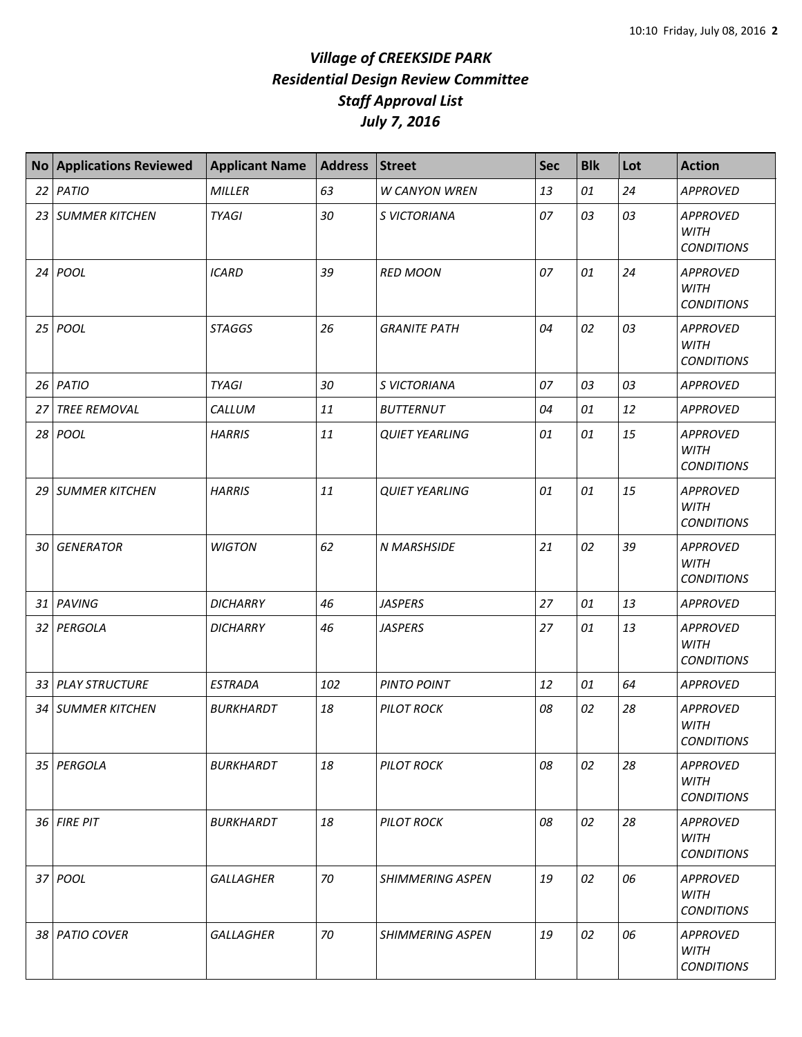# *Village of CREEKSIDE PARK*
## *Residential Design Review Committee*
## *Staff Approval List*
## *July 7, 2016*

| No | Applications Reviewed | Applicant Name | Address | Street | Sec | Blk | Lot | Action |
|---|---|---|---|---|---|---|---|---|
| 22 | PATIO | MILLER | 63 | W CANYON WREN | 13 | 01 | 24 | APPROVED |
| 23 | SUMMER KITCHEN | TYAGI | 30 | S VICTORIANA | 07 | 03 | 03 | APPROVED WITH CONDITIONS |
| 24 | POOL | ICARD | 39 | RED MOON | 07 | 01 | 24 | APPROVED WITH CONDITIONS |
| 25 | POOL | STAGGS | 26 | GRANITE PATH | 04 | 02 | 03 | APPROVED WITH CONDITIONS |
| 26 | PATIO | TYAGI | 30 | S VICTORIANA | 07 | 03 | 03 | APPROVED |
| 27 | TREE REMOVAL | CALLUM | 11 | BUTTERNUT | 04 | 01 | 12 | APPROVED |
| 28 | POOL | HARRIS | 11 | QUIET YEARLING | 01 | 01 | 15 | APPROVED WITH CONDITIONS |
| 29 | SUMMER KITCHEN | HARRIS | 11 | QUIET YEARLING | 01 | 01 | 15 | APPROVED WITH CONDITIONS |
| 30 | GENERATOR | WIGTON | 62 | N MARSHSIDE | 21 | 02 | 39 | APPROVED WITH CONDITIONS |
| 31 | PAVING | DICHARRY | 46 | JASPERS | 27 | 01 | 13 | APPROVED |
| 32 | PERGOLA | DICHARRY | 46 | JASPERS | 27 | 01 | 13 | APPROVED WITH CONDITIONS |
| 33 | PLAY STRUCTURE | ESTRADA | 102 | PINTO POINT | 12 | 01 | 64 | APPROVED |
| 34 | SUMMER KITCHEN | BURKHARDT | 18 | PILOT ROCK | 08 | 02 | 28 | APPROVED WITH CONDITIONS |
| 35 | PERGOLA | BURKHARDT | 18 | PILOT ROCK | 08 | 02 | 28 | APPROVED WITH CONDITIONS |
| 36 | FIRE PIT | BURKHARDT | 18 | PILOT ROCK | 08 | 02 | 28 | APPROVED WITH CONDITIONS |
| 37 | POOL | GALLAGHER | 70 | SHIMMERING ASPEN | 19 | 02 | 06 | APPROVED WITH CONDITIONS |
| 38 | PATIO COVER | GALLAGHER | 70 | SHIMMERING ASPEN | 19 | 02 | 06 | APPROVED WITH CONDITIONS |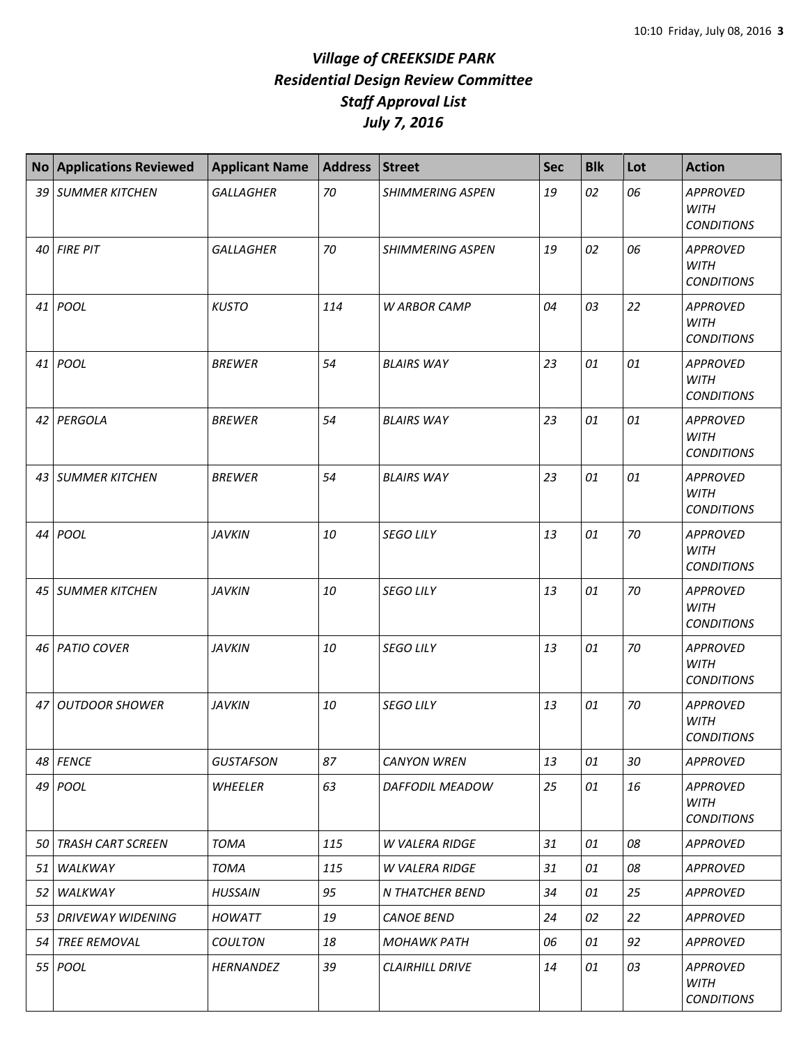# *Village of CREEKSIDE PARK*
# *Residential Design Review Committee*
# *Staff Approval List*
# *July 7, 2016*

| No | Applications Reviewed | Applicant Name | Address | Street | Sec | Blk | Lot | Action |
|---|---|---|---|---|---|---|---|---|
| 39 | SUMMER KITCHEN | GALLAGHER | 70 | SHIMMERING ASPEN | 19 | 02 | 06 | APPROVED WITH CONDITIONS |
| 40 | FIRE PIT | GALLAGHER | 70 | SHIMMERING ASPEN | 19 | 02 | 06 | APPROVED WITH CONDITIONS |
| 41 | POOL | KUSTO | 114 | W ARBOR CAMP | 04 | 03 | 22 | APPROVED WITH CONDITIONS |
| 41 | POOL | BREWER | 54 | BLAIRS WAY | 23 | 01 | 01 | APPROVED WITH CONDITIONS |
| 42 | PERGOLA | BREWER | 54 | BLAIRS WAY | 23 | 01 | 01 | APPROVED WITH CONDITIONS |
| 43 | SUMMER KITCHEN | BREWER | 54 | BLAIRS WAY | 23 | 01 | 01 | APPROVED WITH CONDITIONS |
| 44 | POOL | JAVKIN | 10 | SEGO LILY | 13 | 01 | 70 | APPROVED WITH CONDITIONS |
| 45 | SUMMER KITCHEN | JAVKIN | 10 | SEGO LILY | 13 | 01 | 70 | APPROVED WITH CONDITIONS |
| 46 | PATIO COVER | JAVKIN | 10 | SEGO LILY | 13 | 01 | 70 | APPROVED WITH CONDITIONS |
| 47 | OUTDOOR SHOWER | JAVKIN | 10 | SEGO LILY | 13 | 01 | 70 | APPROVED WITH CONDITIONS |
| 48 | FENCE | GUSTAFSON | 87 | CANYON WREN | 13 | 01 | 30 | APPROVED |
| 49 | POOL | WHEELER | 63 | DAFFODIL MEADOW | 25 | 01 | 16 | APPROVED WITH CONDITIONS |
| 50 | TRASH CART SCREEN | TOMA | 115 | W VALERA RIDGE | 31 | 01 | 08 | APPROVED |
| 51 | WALKWAY | TOMA | 115 | W VALERA RIDGE | 31 | 01 | 08 | APPROVED |
| 52 | WALKWAY | HUSSAIN | 95 | N THATCHER BEND | 34 | 01 | 25 | APPROVED |
| 53 | DRIVEWAY WIDENING | HOWATT | 19 | CANOE BEND | 24 | 02 | 22 | APPROVED |
| 54 | TREE REMOVAL | COULTON | 18 | MOHAWK PATH | 06 | 01 | 92 | APPROVED |
| 55 | POOL | HERNANDEZ | 39 | CLAIRHILL DRIVE | 14 | 01 | 03 | APPROVED WITH CONDITIONS |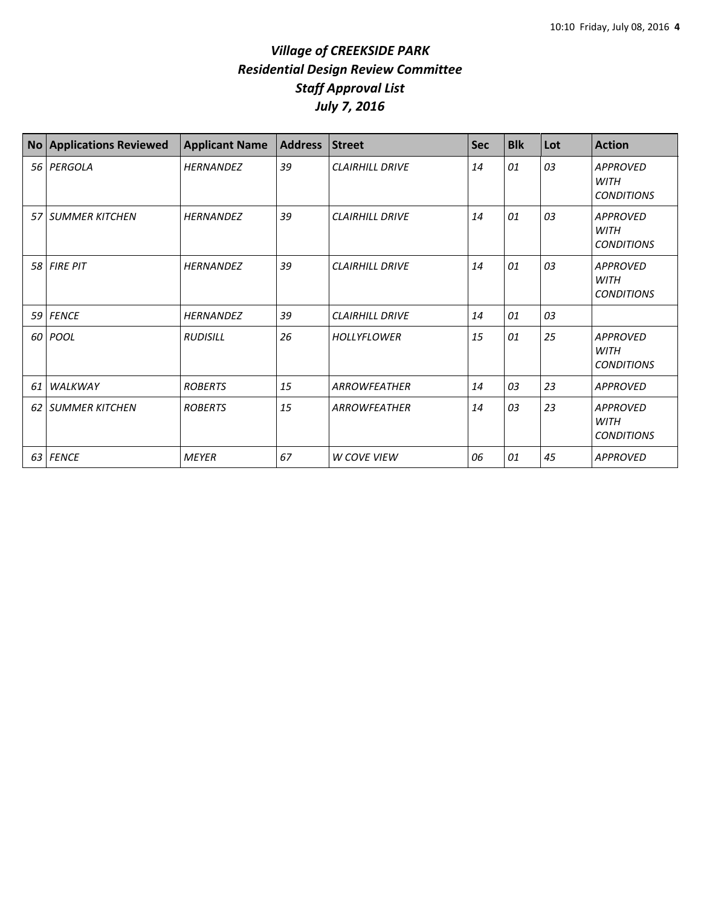# *Village of CREEKSIDE PARK*
## *Residential Design Review Committee*
## *Staff Approval List*
## *July 7, 2016*

| No | Applications Reviewed | Applicant Name | Address | Street | Sec | Blk | Lot | Action |
|---|---|---|---|---|---|---|---|---|
| *56* | *PERGOLA* | *HERNANDEZ* | *39* | *CLAIRHILL DRIVE* | *14* | *01* | *03* | *APPROVED WITH CONDITIONS* |
| *57* | *SUMMER KITCHEN* | *HERNANDEZ* | *39* | *CLAIRHILL DRIVE* | *14* | *01* | *03* | *APPROVED WITH CONDITIONS* |
| *58* | *FIRE PIT* | *HERNANDEZ* | *39* | *CLAIRHILL DRIVE* | *14* | *01* | *03* | *APPROVED WITH CONDITIONS* |
| *59* | *FENCE* | *HERNANDEZ* | *39* | *CLAIRHILL DRIVE* | *14* | *01* | *03* | |
| *60* | *POOL* | *RUDISILL* | *26* | *HOLLYFLOWER* | *15* | *01* | *25* | *APPROVED WITH CONDITIONS* |
| *61* | *WALKWAY* | *ROBERTS* | *15* | *ARROWFEATHER* | *14* | *03* | *23* | *APPROVED* |
| *62* | *SUMMER KITCHEN* | *ROBERTS* | *15* | *ARROWFEATHER* | *14* | *03* | *23* | *APPROVED WITH CONDITIONS* |
| *63* | *FENCE* | *MEYER* | *67* | *W COVE VIEW* | *06* | *01* | *45* | *APPROVED* |